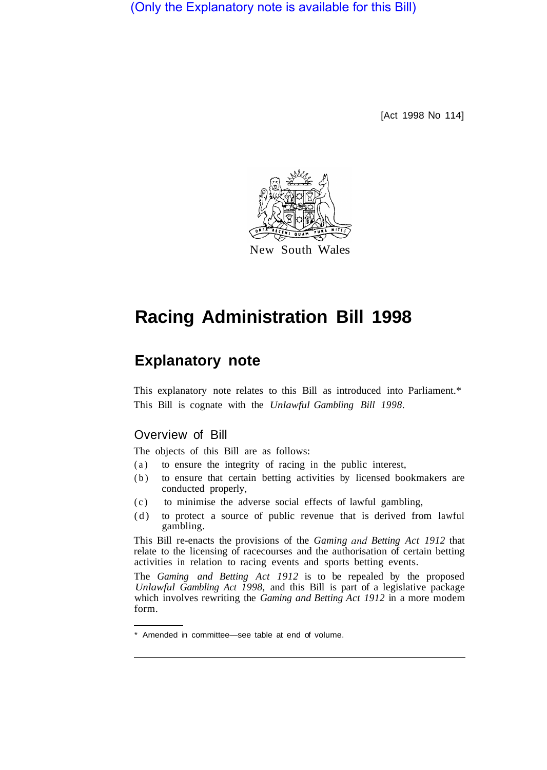(Only the Explanatory note is available for this Bill)

[Act 1998 No 114]

New South Wales

# Racing Administration Bill 1998

## Explanatory note

This explanatory note relates to this Bill as introduced into Parliament.*
This Bill is cognate with the *Unlawful Gambling Bill 1998*.

### Overview of Bill

The objects of this Bill are as follows:

(a) to ensure the integrity of racing in the public interest,

(b) to ensure that certain betting activities by licensed bookmakers are conducted properly,

(c) to minimise the adverse social effects of lawful gambling,

(d) to protect a source of public revenue that is derived from lawful gambling.

This Bill re-enacts the provisions of the *Gaming and Betting Act 1912* that relate to the licensing of racecourses and the authorisation of certain betting activities in relation to racing events and sports betting events.

The *Gaming and Betting Act 1912* is to be repealed by the proposed *Unlawful Gambling Act 1998*, and this Bill is part of a legislative package which involves rewriting the *Gaming and Betting Act 1912* in a more modem form.

\* Amended in committee—see table at end of volume.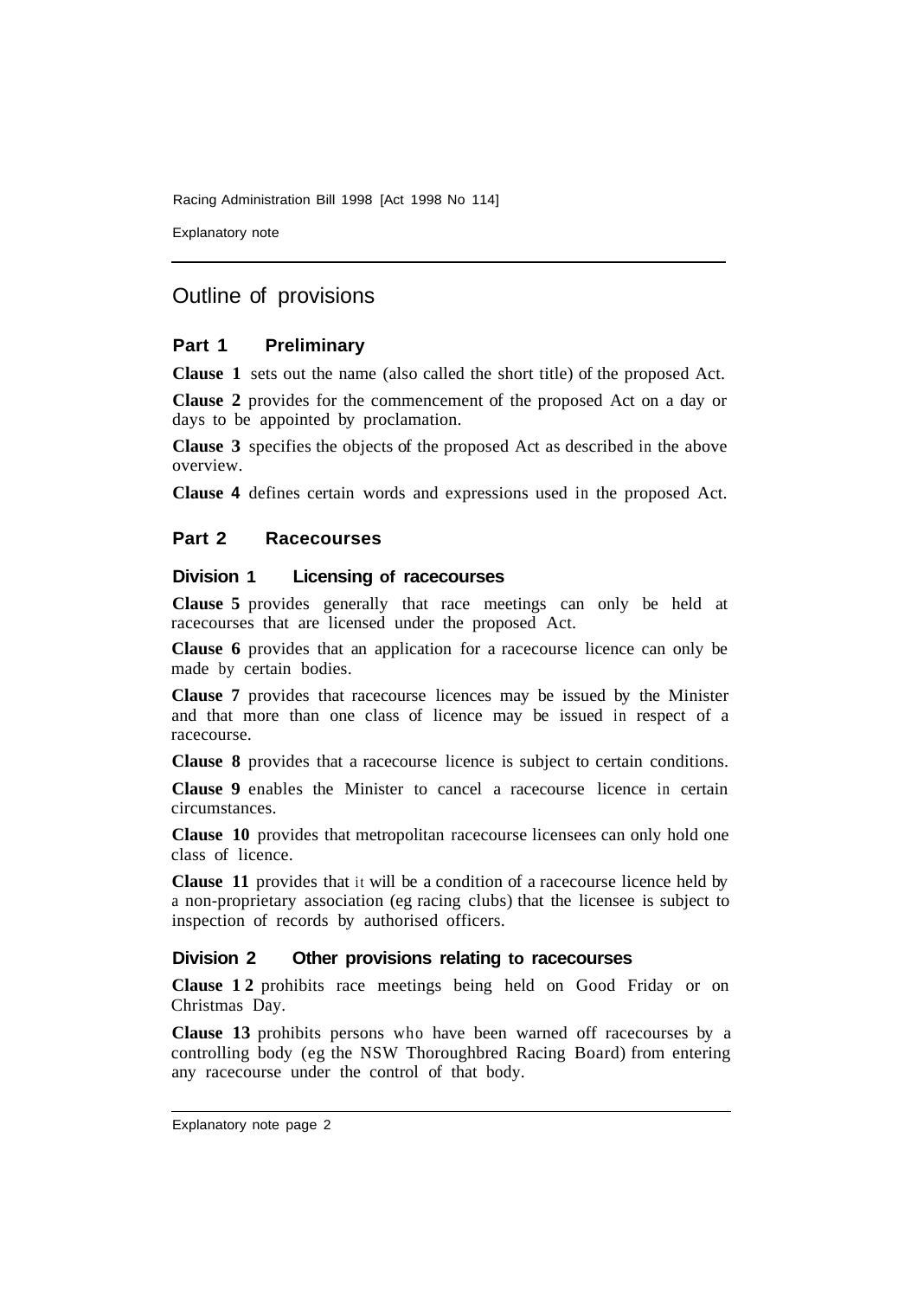## Outline of provisions

### Part 1 Preliminary

**Clause 1** sets out the name (also called the short title) of the proposed Act.

**Clause 2** provides for the commencement of the proposed Act on a day or days to be appointed by proclamation.

**Clause 3** specifies the objects of the proposed Act as described in the above overview.

**Clause 4** defines certain words and expressions used in the proposed Act.

### Part 2 Racecourses

#### Division 1 Licensing of racecourses

**Clause 5** provides generally that race meetings can only be held at racecourses that are licensed under the proposed Act.

**Clause 6** provides that an application for a racecourse licence can only be made by certain bodies.

**Clause 7** provides that racecourse licences may be issued by the Minister and that more than one class of licence may be issued in respect of a racecourse.

**Clause 8** provides that a racecourse licence is subject to certain conditions.

**Clause 9** enables the Minister to cancel a racecourse licence in certain circumstances.

**Clause 10** provides that metropolitan racecourse licensees can only hold one class of licence.

**Clause 11** provides that it will be a condition of a racecourse licence held by a non-proprietary association (eg racing clubs) that the licensee is subject to inspection of records by authorised officers.

#### Division 2 Other provisions relating to racecourses

**Clause 12** prohibits race meetings being held on Good Friday or on Christmas Day.

**Clause 13** prohibits persons who have been warned off racecourses by a controlling body (eg the NSW Thoroughbred Racing Board) from entering any racecourse under the control of that body.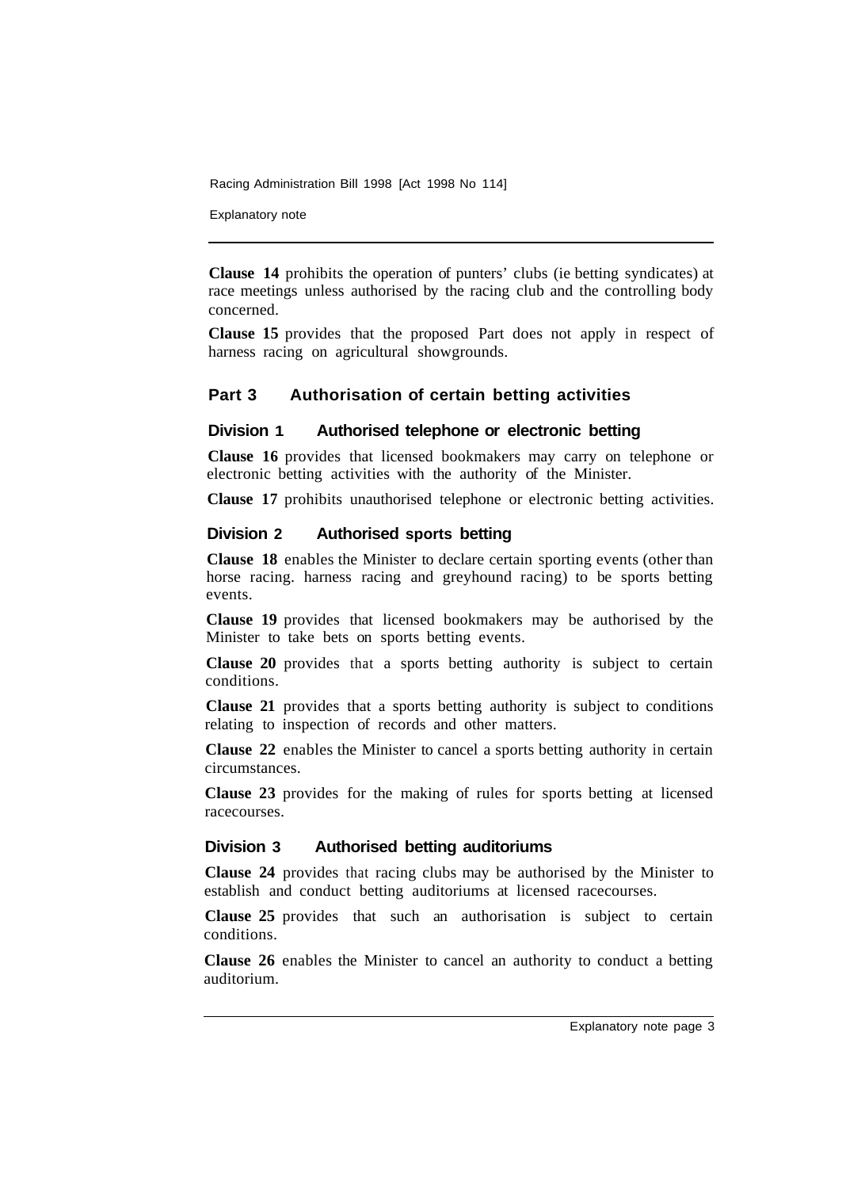**Clause 14** prohibits the operation of punters' clubs (ie betting syndicates) at race meetings unless authorised by the racing club and the controlling body concerned.

**Clause 15** provides that the proposed Part does not apply in respect of harness racing on agricultural showgrounds.

## Part 3 Authorisation of certain betting activities

### Division 1 Authorised telephone or electronic betting

**Clause 16** provides that licensed bookmakers may carry on telephone or electronic betting activities with the authority of the Minister.

**Clause 17** prohibits unauthorised telephone or electronic betting activities.

### Division 2 Authorised sports betting

**Clause 18** enables the Minister to declare certain sporting events (other than horse racing. harness racing and greyhound racing) to be sports betting events.

**Clause 19** provides that licensed bookmakers may be authorised by the Minister to take bets on sports betting events.

**Clause 20** provides that a sports betting authority is subject to certain conditions.

**Clause 21** provides that a sports betting authority is subject to conditions relating to inspection of records and other matters.

**Clause 22** enables the Minister to cancel a sports betting authority in certain circumstances.

**Clause 23** provides for the making of rules for sports betting at licensed racecourses.

### Division 3 Authorised betting auditoriums

**Clause 24** provides that racing clubs may be authorised by the Minister to establish and conduct betting auditoriums at licensed racecourses.

**Clause 25** provides that such an authorisation is subject to certain conditions.

**Clause 26** enables the Minister to cancel an authority to conduct a betting auditorium.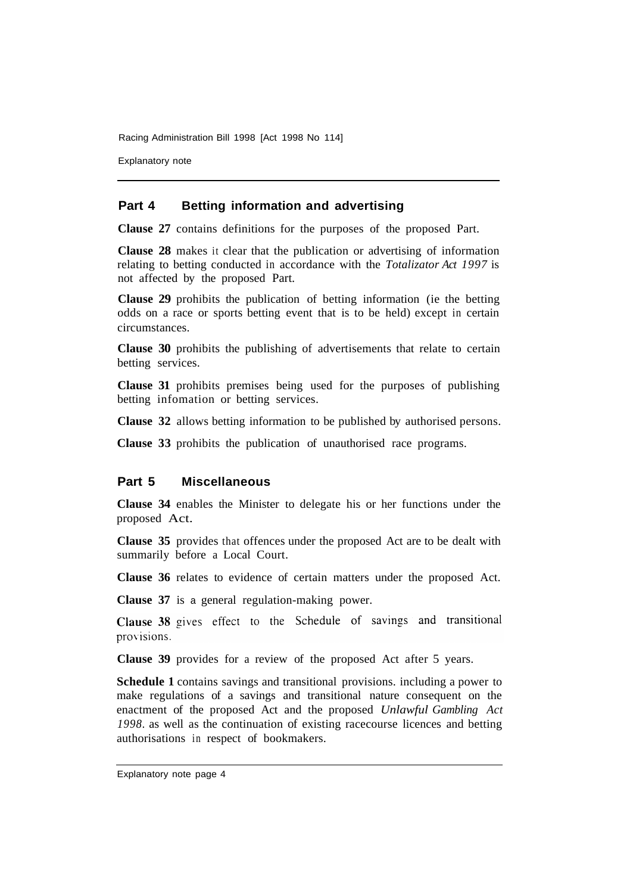## Part 4 Betting information and advertising

**Clause 27** contains definitions for the purposes of the proposed Part.

**Clause 28** makes it clear that the publication or advertising of information relating to betting conducted in accordance with the *Totalizator Act 1997* is not affected by the proposed Part.

**Clause 29** prohibits the publication of betting information (ie the betting odds on a race or sports betting event that is to be held) except in certain circumstances.

**Clause 30** prohibits the publishing of advertisements that relate to certain betting services.

**Clause 31** prohibits premises being used for the purposes of publishing betting infomation or betting services.

**Clause 32** allows betting information to be published by authorised persons.

**Clause 33** prohibits the publication of unauthorised race programs.

## Part 5 Miscellaneous

**Clause 34** enables the Minister to delegate his or her functions under the proposed Act.

**Clause 35** provides that offences under the proposed Act are to be dealt with summarily before a Local Court.

**Clause 36** relates to evidence of certain matters under the proposed Act.

**Clause 37** is a general regulation-making power.

**Clause 38** gives effect to the Schedule of savings and transitional provisions.

**Clause 39** provides for a review of the proposed Act after 5 years.

**Schedule 1** contains savings and transitional provisions. including a power to make regulations of a savings and transitional nature consequent on the enactment of the proposed Act and the proposed *Unlawful Gambling Act 1998*. as well as the continuation of existing racecourse licences and betting authorisations in respect of bookmakers.